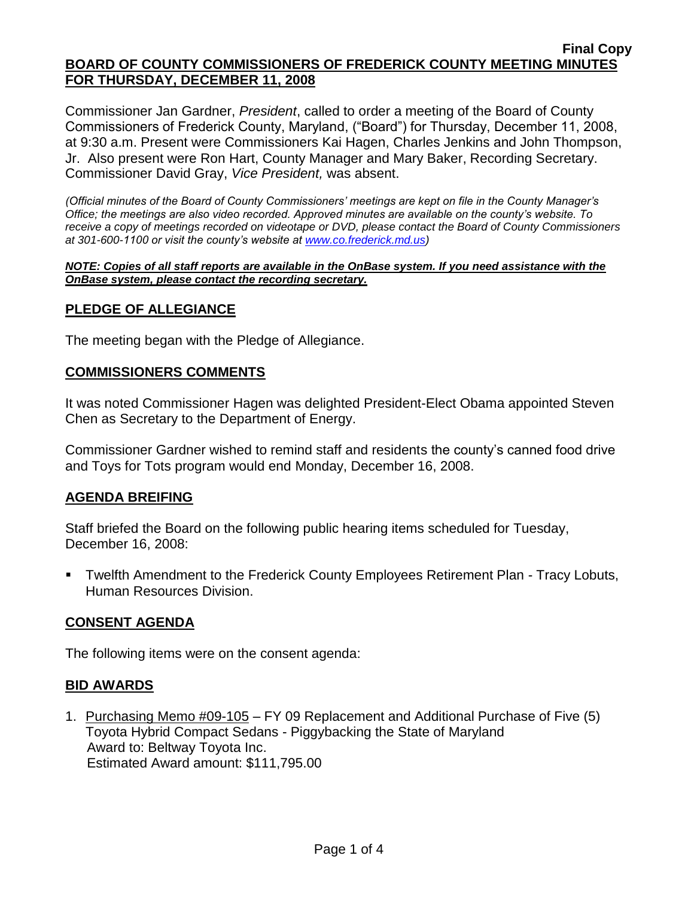**Final Copy**

# BOARD OF COUNTY COMMISSIONERS OF FREDERICK COUNTY MEETING MINUTES FOR THURSDAY, DECEMBER 11, 2008

Commissioner Jan Gardner, *President*, called to order a meeting of the Board of County Commissioners of Frederick County, Maryland, ("Board") for Thursday, December 11, 2008, at 9:30 a.m. Present were Commissioners Kai Hagen, Charles Jenkins and John Thompson, Jr. Also present were Ron Hart, County Manager and Mary Baker, Recording Secretary. Commissioner David Gray, *Vice President,* was absent.

*(Official minutes of the Board of County Commissioners' meetings are kept on file in the County Manager's Office; the meetings are also video recorded. Approved minutes are available on the county's website. To receive a copy of meetings recorded on videotape or DVD, please contact the Board of County Commissioners at 301-600-1100 or visit the county's website at www.co.frederick.md.us)*

***NOTE: Copies of all staff reports are available in the OnBase system. If you need assistance with the OnBase system, please contact the recording secretary.***

## PLEDGE OF ALLEGIANCE

The meeting began with the Pledge of Allegiance.

## COMMISSIONERS COMMENTS

It was noted Commissioner Hagen was delighted President-Elect Obama appointed Steven Chen as Secretary to the Department of Energy.

Commissioner Gardner wished to remind staff and residents the county's canned food drive and Toys for Tots program would end Monday, December 16, 2008.

## AGENDA BREIFING

Staff briefed the Board on the following public hearing items scheduled for Tuesday, December 16, 2008:

- Twelfth Amendment to the Frederick County Employees Retirement Plan - Tracy Lobuts, Human Resources Division.

## CONSENT AGENDA

The following items were on the consent agenda:

## BID AWARDS

1. Purchasing Memo #09-105 – FY 09 Replacement and Additional Purchase of Five (5) Toyota Hybrid Compact Sedans - Piggybacking the State of Maryland
   Award to: Beltway Toyota Inc.
   Estimated Award amount: $111,795.00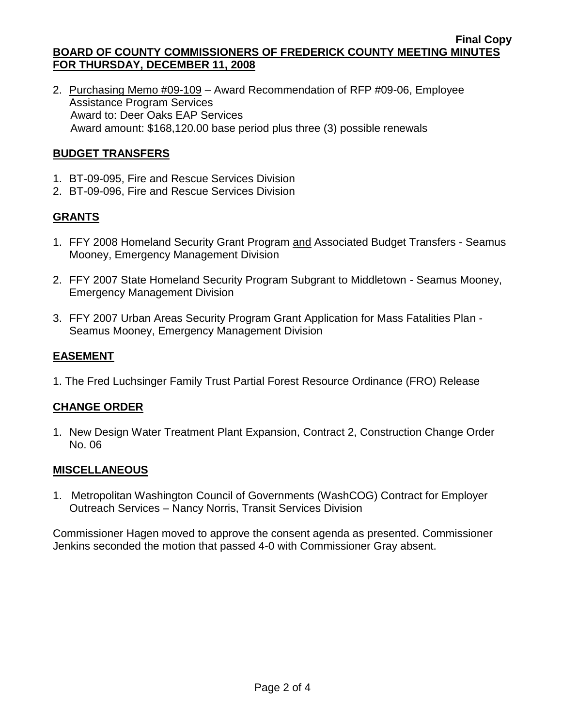2. Purchasing Memo #09-109 – Award Recommendation of RFP #09-06, Employee Assistance Program Services
   Award to: Deer Oaks EAP Services
   Award amount: $168,120.00 base period plus three (3) possible renewals

## BUDGET TRANSFERS

1. BT-09-095, Fire and Rescue Services Division
2. BT-09-096, Fire and Rescue Services Division

## GRANTS

1. FFY 2008 Homeland Security Grant Program and Associated Budget Transfers - Seamus Mooney, Emergency Management Division

2. FFY 2007 State Homeland Security Program Subgrant to Middletown - Seamus Mooney, Emergency Management Division

3. FFY 2007 Urban Areas Security Program Grant Application for Mass Fatalities Plan - Seamus Mooney, Emergency Management Division

## EASEMENT

1. The Fred Luchsinger Family Trust Partial Forest Resource Ordinance (FRO) Release

## CHANGE ORDER

1. New Design Water Treatment Plant Expansion, Contract 2, Construction Change Order No. 06

## MISCELLANEOUS

1. Metropolitan Washington Council of Governments (WashCOG) Contract for Employer Outreach Services – Nancy Norris, Transit Services Division

Commissioner Hagen moved to approve the consent agenda as presented. Commissioner Jenkins seconded the motion that passed 4-0 with Commissioner Gray absent.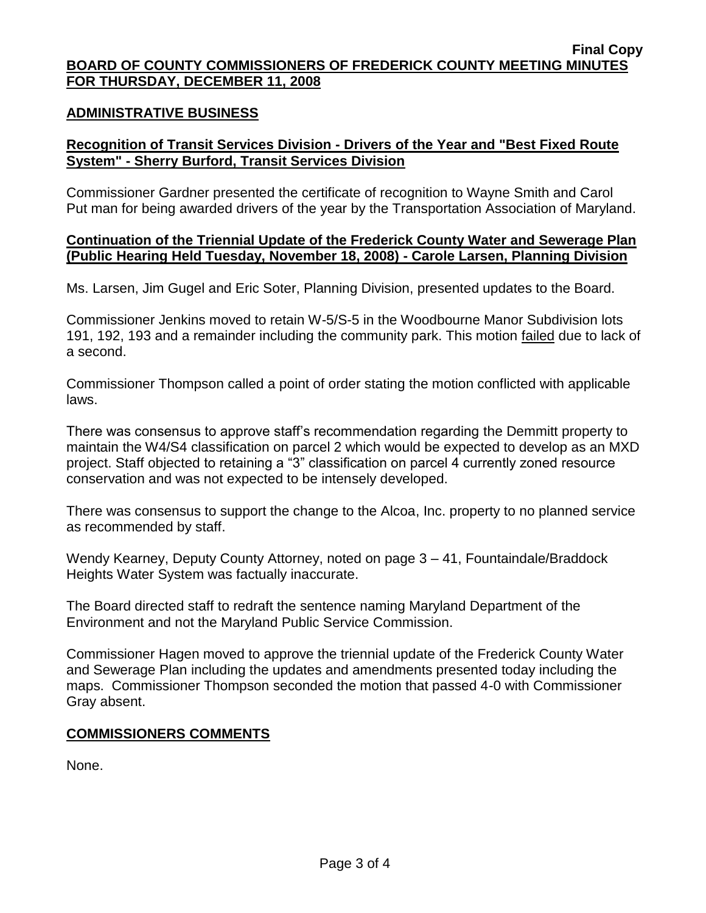Final Copy

**BOARD OF COUNTY COMMISSIONERS OF FREDERICK COUNTY MEETING MINUTES FOR THURSDAY, DECEMBER 11, 2008**

## ADMINISTRATIVE BUSINESS

### Recognition of Transit Services Division - Drivers of the Year and "Best Fixed Route System" - Sherry Burford, Transit Services Division

Commissioner Gardner presented the certificate of recognition to Wayne Smith and Carol Put man for being awarded drivers of the year by the Transportation Association of Maryland.

### Continuation of the Triennial Update of the Frederick County Water and Sewerage Plan (Public Hearing Held Tuesday, November 18, 2008) - Carole Larsen, Planning Division

Ms. Larsen, Jim Gugel and Eric Soter, Planning Division, presented updates to the Board.

Commissioner Jenkins moved to retain W-5/S-5 in the Woodbourne Manor Subdivision lots 191, 192, 193 and a remainder including the community park. This motion failed due to lack of a second.

Commissioner Thompson called a point of order stating the motion conflicted with applicable laws.

There was consensus to approve staff's recommendation regarding the Demmitt property to maintain the W4/S4 classification on parcel 2 which would be expected to develop as an MXD project. Staff objected to retaining a "3" classification on parcel 4 currently zoned resource conservation and was not expected to be intensely developed.

There was consensus to support the change to the Alcoa, Inc. property to no planned service as recommended by staff.

Wendy Kearney, Deputy County Attorney, noted on page 3 – 41, Fountaindale/Braddock Heights Water System was factually inaccurate.

The Board directed staff to redraft the sentence naming Maryland Department of the Environment and not the Maryland Public Service Commission.

Commissioner Hagen moved to approve the triennial update of the Frederick County Water and Sewerage Plan including the updates and amendments presented today including the maps. Commissioner Thompson seconded the motion that passed 4-0 with Commissioner Gray absent.

## COMMISSIONERS COMMENTS

None.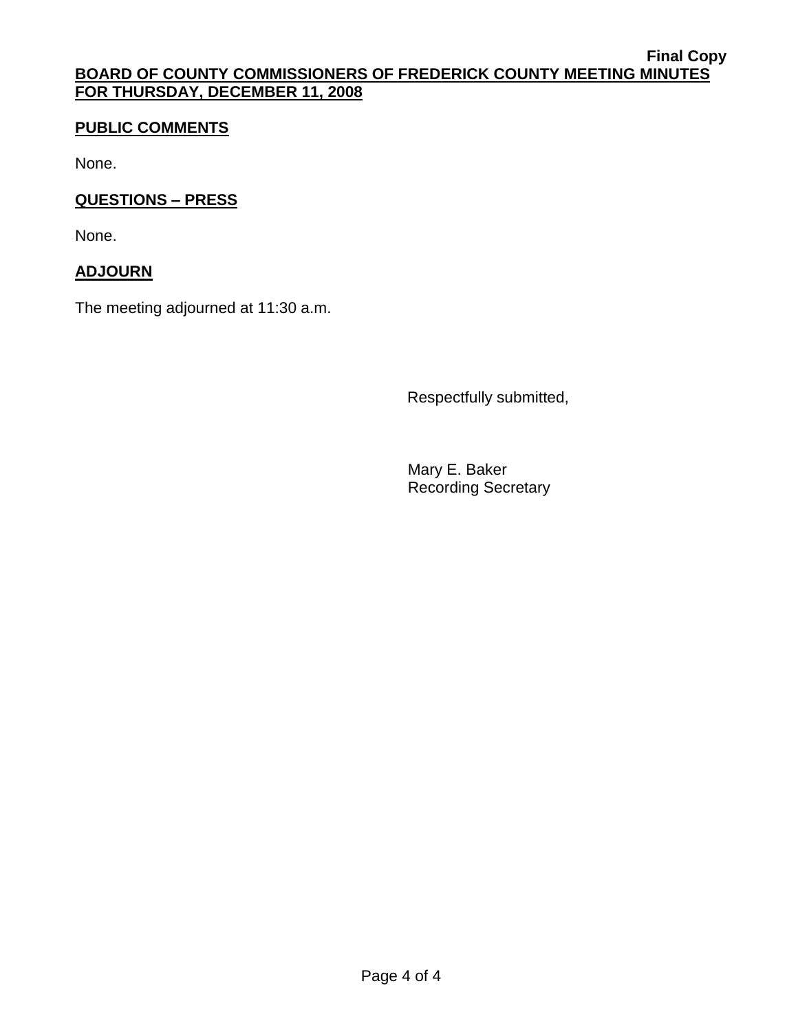**Final Copy**

**BOARD OF COUNTY COMMISSIONERS OF FREDERICK COUNTY MEETING MINUTES FOR THURSDAY, DECEMBER 11, 2008**

## PUBLIC COMMENTS

None.

## QUESTIONS – PRESS

None.

## ADJOURN

The meeting adjourned at 11:30 a.m.

Respectfully submitted,

Mary E. Baker
Recording Secretary